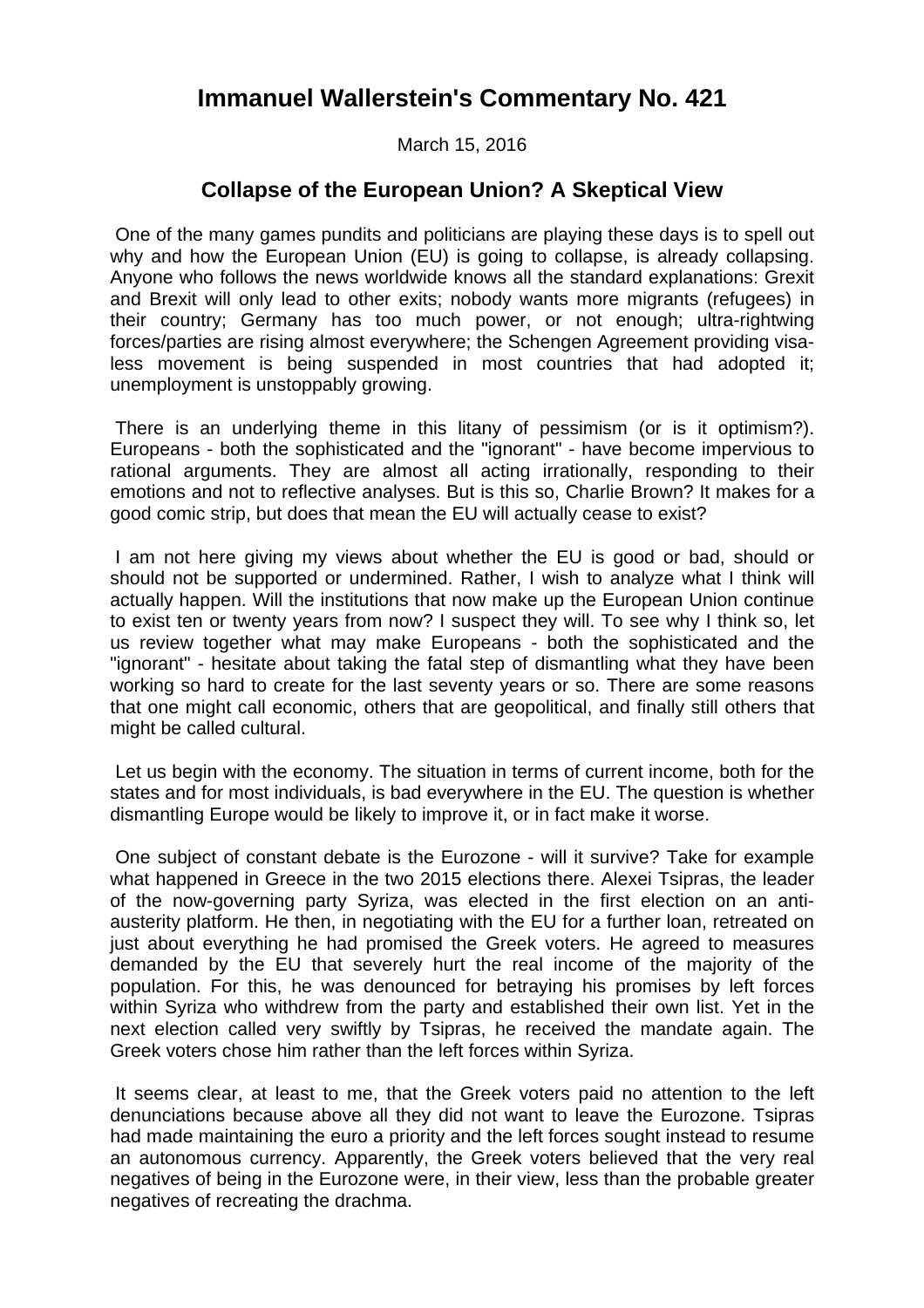# Immanuel Wallerstein's Commentary No. 421

March 15, 2016

## Collapse of the European Union? A Skeptical View

One of the many games pundits and politicians are playing these days is to spell out why and how the European Union (EU) is going to collapse, is already collapsing. Anyone who follows the news worldwide knows all the standard explanations: Grexit and Brexit will only lead to other exits; nobody wants more migrants (refugees) in their country; Germany has too much power, or not enough; ultra-rightwing forces/parties are rising almost everywhere; the Schengen Agreement providing visa-less movement is being suspended in most countries that had adopted it; unemployment is unstoppably growing.

There is an underlying theme in this litany of pessimism (or is it optimism?). Europeans - both the sophisticated and the "ignorant" - have become impervious to rational arguments. They are almost all acting irrationally, responding to their emotions and not to reflective analyses. But is this so, Charlie Brown? It makes for a good comic strip, but does that mean the EU will actually cease to exist?

I am not here giving my views about whether the EU is good or bad, should or should not be supported or undermined. Rather, I wish to analyze what I think will actually happen. Will the institutions that now make up the European Union continue to exist ten or twenty years from now? I suspect they will. To see why I think so, let us review together what may make Europeans - both the sophisticated and the "ignorant" - hesitate about taking the fatal step of dismantling what they have been working so hard to create for the last seventy years or so. There are some reasons that one might call economic, others that are geopolitical, and finally still others that might be called cultural.

Let us begin with the economy. The situation in terms of current income, both for the states and for most individuals, is bad everywhere in the EU. The question is whether dismantling Europe would be likely to improve it, or in fact make it worse.

One subject of constant debate is the Eurozone - will it survive? Take for example what happened in Greece in the two 2015 elections there. Alexei Tsipras, the leader of the now-governing party Syriza, was elected in the first election on an anti-austerity platform. He then, in negotiating with the EU for a further loan, retreated on just about everything he had promised the Greek voters. He agreed to measures demanded by the EU that severely hurt the real income of the majority of the population. For this, he was denounced for betraying his promises by left forces within Syriza who withdrew from the party and established their own list. Yet in the next election called very swiftly by Tsipras, he received the mandate again. The Greek voters chose him rather than the left forces within Syriza.

It seems clear, at least to me, that the Greek voters paid no attention to the left denunciations because above all they did not want to leave the Eurozone. Tsipras had made maintaining the euro a priority and the left forces sought instead to resume an autonomous currency. Apparently, the Greek voters believed that the very real negatives of being in the Eurozone were, in their view, less than the probable greater negatives of recreating the drachma.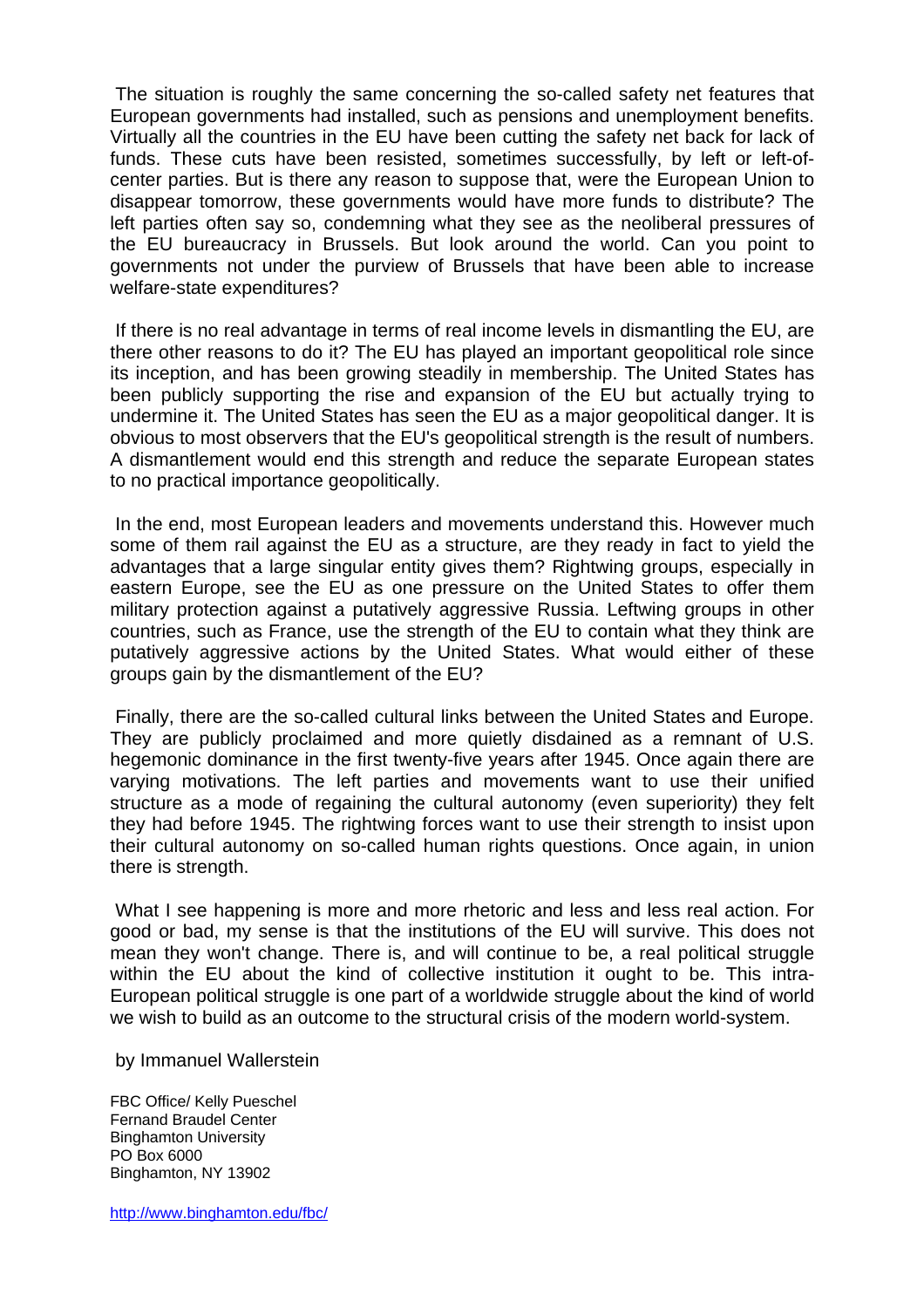The situation is roughly the same concerning the so-called safety net features that European governments had installed, such as pensions and unemployment benefits. Virtually all the countries in the EU have been cutting the safety net back for lack of funds. These cuts have been resisted, sometimes successfully, by left or left-of-center parties. But is there any reason to suppose that, were the European Union to disappear tomorrow, these governments would have more funds to distribute? The left parties often say so, condemning what they see as the neoliberal pressures of the EU bureaucracy in Brussels. But look around the world. Can you point to governments not under the purview of Brussels that have been able to increase welfare-state expenditures?

If there is no real advantage in terms of real income levels in dismantling the EU, are there other reasons to do it? The EU has played an important geopolitical role since its inception, and has been growing steadily in membership. The United States has been publicly supporting the rise and expansion of the EU but actually trying to undermine it. The United States has seen the EU as a major geopolitical danger. It is obvious to most observers that the EU's geopolitical strength is the result of numbers. A dismantlement would end this strength and reduce the separate European states to no practical importance geopolitically.

In the end, most European leaders and movements understand this. However much some of them rail against the EU as a structure, are they ready in fact to yield the advantages that a large singular entity gives them? Rightwing groups, especially in eastern Europe, see the EU as one pressure on the United States to offer them military protection against a putatively aggressive Russia. Leftwing groups in other countries, such as France, use the strength of the EU to contain what they think are putatively aggressive actions by the United States. What would either of these groups gain by the dismantlement of the EU?

Finally, there are the so-called cultural links between the United States and Europe. They are publicly proclaimed and more quietly disdained as a remnant of U.S. hegemonic dominance in the first twenty-five years after 1945. Once again there are varying motivations. The left parties and movements want to use their unified structure as a mode of regaining the cultural autonomy (even superiority) they felt they had before 1945. The rightwing forces want to use their strength to insist upon their cultural autonomy on so-called human rights questions. Once again, in union there is strength.

What I see happening is more and more rhetoric and less and less real action. For good or bad, my sense is that the institutions of the EU will survive. This does not mean they won't change. There is, and will continue to be, a real political struggle within the EU about the kind of collective institution it ought to be. This intra-European political struggle is one part of a worldwide struggle about the kind of world we wish to build as an outcome to the structural crisis of the modern world-system.

by Immanuel Wallerstein

FBC Office/ Kelly Pueschel
Fernand Braudel Center
Binghamton University
PO Box 6000
Binghamton, NY 13902

http://www.binghamton.edu/fbc/